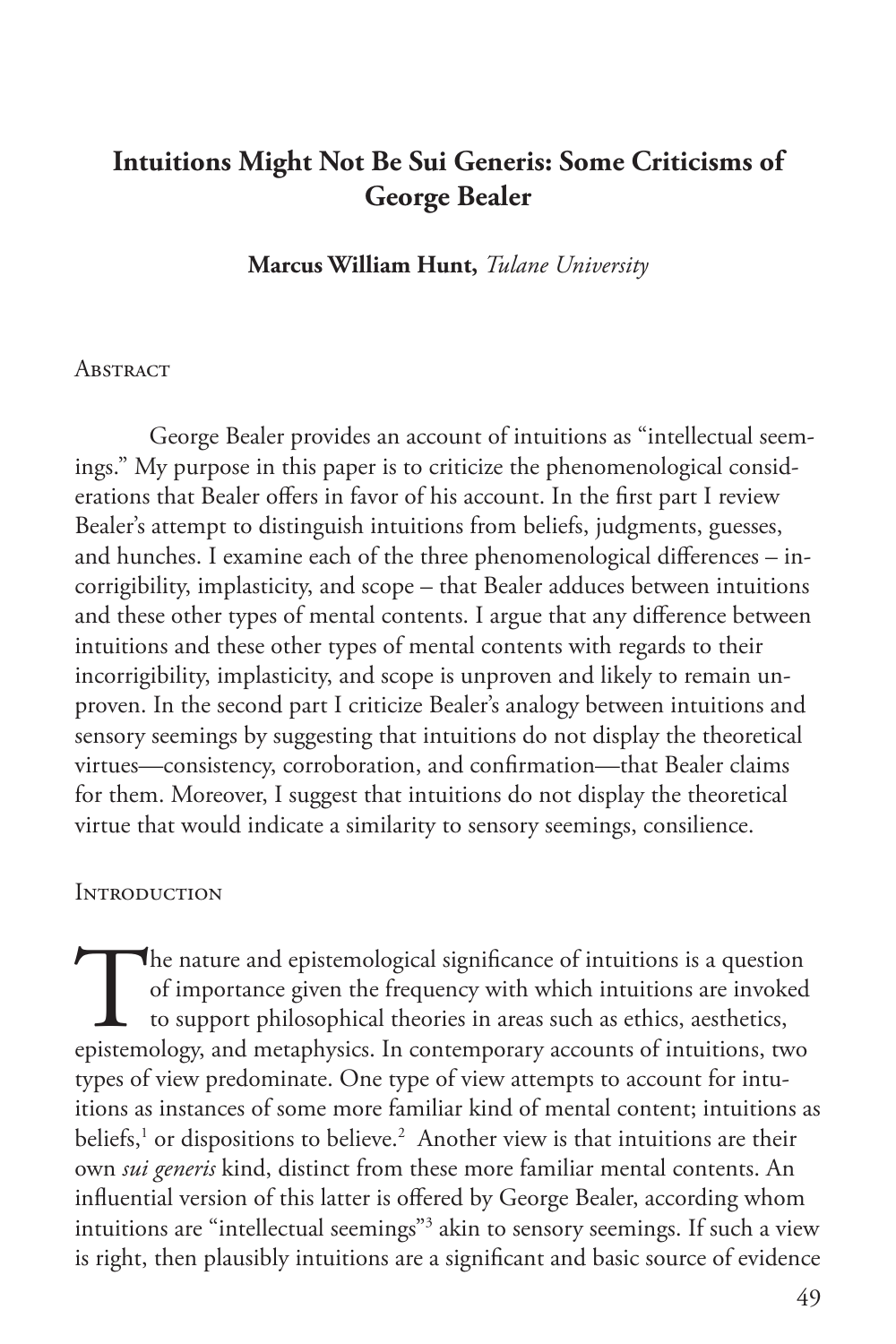# Intuitions Might Not Be Sui Generis: Some Criticisms of George Bealer

**Marcus William Hunt,** *Tulane University*

## Abstract

George Bealer provides an account of intuitions as "intellectual seemings." My purpose in this paper is to criticize the phenomenological considerations that Bealer offers in favor of his account. In the first part I review Bealer's attempt to distinguish intuitions from beliefs, judgments, guesses, and hunches. I examine each of the three phenomenological differences – incorrigibility, implasticity, and scope – that Bealer adduces between intuitions and these other types of mental contents. I argue that any difference between intuitions and these other types of mental contents with regards to their incorrigibility, implasticity, and scope is unproven and likely to remain unproven. In the second part I criticize Bealer's analogy between intuitions and sensory seemings by suggesting that intuitions do not display the theoretical virtues—consistency, corroboration, and confirmation—that Bealer claims for them. Moreover, I suggest that intuitions do not display the theoretical virtue that would indicate a similarity to sensory seemings, consilience.

## Introduction

The nature and epistemological significance of intuitions is a question of importance given the frequency with which intuitions are invoked to support philosophical theories in areas such as ethics, aesthetics, epistemology, and metaphysics. In contemporary accounts of intuitions, two types of view predominate. One type of view attempts to account for intuitions as instances of some more familiar kind of mental content; intuitions as beliefs,[1] or dispositions to believe.[2] Another view is that intuitions are their own *sui generis* kind, distinct from these more familiar mental contents. An influential version of this latter is offered by George Bealer, according whom intuitions are "intellectual seemings"[3] akin to sensory seemings. If such a view is right, then plausibly intuitions are a significant and basic source of evidence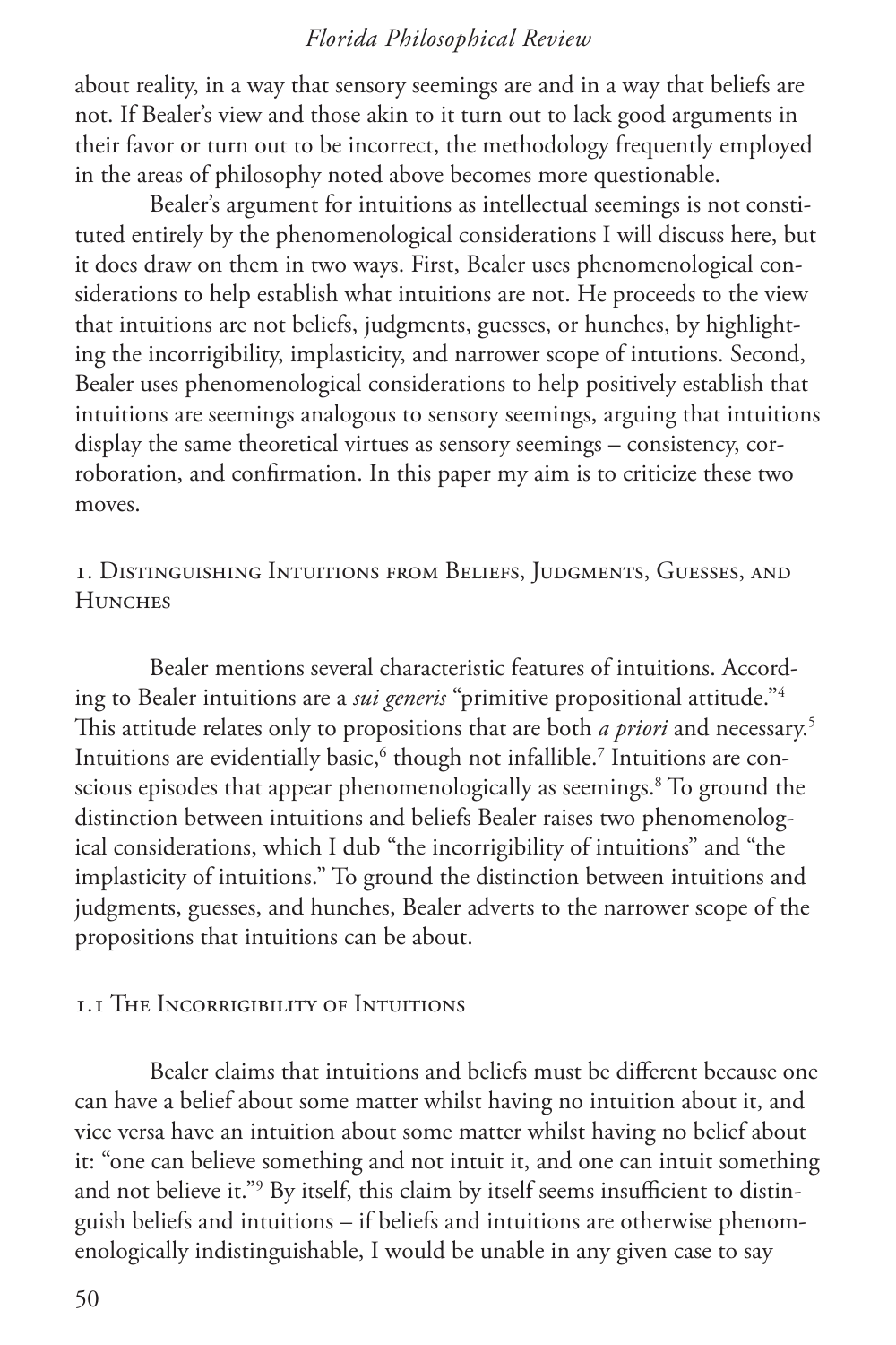about reality, in a way that sensory seemings are and in a way that beliefs are not. If Bealer's view and those akin to it turn out to lack good arguments in their favor or turn out to be incorrect, the methodology frequently employed in the areas of philosophy noted above becomes more questionable.

Bealer's argument for intuitions as intellectual seemings is not constituted entirely by the phenomenological considerations I will discuss here, but it does draw on them in two ways. First, Bealer uses phenomenological considerations to help establish what intuitions are not. He proceeds to the view that intuitions are not beliefs, judgments, guesses, or hunches, by highlighting the incorrigibility, implasticity, and narrower scope of intutions. Second, Bealer uses phenomenological considerations to help positively establish that intuitions are seemings analogous to sensory seemings, arguing that intuitions display the same theoretical virtues as sensory seemings – consistency, corroboration, and confirmation. In this paper my aim is to criticize these two moves.

## 1. Distinguishing Intuitions from Beliefs, Judgments, Guesses, and Hunches

Bealer mentions several characteristic features of intuitions. According to Bealer intuitions are a *sui generis* "primitive propositional attitude."[4] This attitude relates only to propositions that are both *a priori* and necessary.[5] Intuitions are evidentially basic,[6] though not infallible.[7] Intuitions are conscious episodes that appear phenomenologically as seemings.[8] To ground the distinction between intuitions and beliefs Bealer raises two phenomenological considerations, which I dub "the incorrigibility of intuitions" and "the implasticity of intuitions." To ground the distinction between intuitions and judgments, guesses, and hunches, Bealer adverts to the narrower scope of the propositions that intuitions can be about.

### 1.1 The Incorrigibility of Intuitions

Bealer claims that intuitions and beliefs must be different because one can have a belief about some matter whilst having no intuition about it, and vice versa have an intuition about some matter whilst having no belief about it: "one can believe something and not intuit it, and one can intuit something and not believe it."[9] By itself, this claim by itself seems insufficient to distinguish beliefs and intuitions – if beliefs and intuitions are otherwise phenomenologically indistinguishable, I would be unable in any given case to say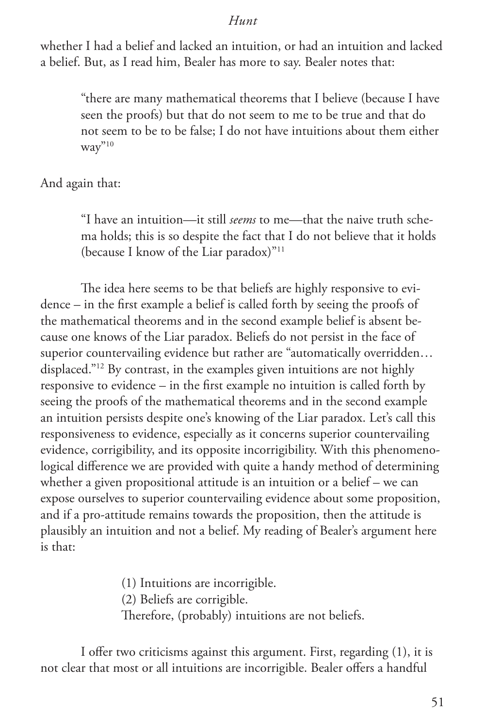whether I had a belief and lacked an intuition, or had an intuition and lacked a belief. But, as I read him, Bealer has more to say. Bealer notes that:

> "there are many mathematical theorems that I believe (because I have seen the proofs) but that do not seem to me to be true and that do not seem to be to be false; I do not have intuitions about them either way"[10]

And again that:

> "I have an intuition—it still *seems* to me—that the naive truth schema holds; this is so despite the fact that I do not believe that it holds (because I know of the Liar paradox)"[11]

The idea here seems to be that beliefs are highly responsive to evidence – in the first example a belief is called forth by seeing the proofs of the mathematical theorems and in the second example belief is absent because one knows of the Liar paradox. Beliefs do not persist in the face of superior countervailing evidence but rather are "automatically overridden… displaced."[12] By contrast, in the examples given intuitions are not highly responsive to evidence – in the first example no intuition is called forth by seeing the proofs of the mathematical theorems and in the second example an intuition persists despite one's knowing of the Liar paradox. Let's call this responsiveness to evidence, especially as it concerns superior countervailing evidence, corrigibility, and its opposite incorrigibility. With this phenomenological difference we are provided with quite a handy method of determining whether a given propositional attitude is an intuition or a belief – we can expose ourselves to superior countervailing evidence about some proposition, and if a pro-attitude remains towards the proposition, then the attitude is plausibly an intuition and not a belief. My reading of Bealer's argument here is that:

> (1) Intuitions are incorrigible.
> (2) Beliefs are corrigible.
> Therefore, (probably) intuitions are not beliefs.

I offer two criticisms against this argument. First, regarding (1), it is not clear that most or all intuitions are incorrigible. Bealer offers a handful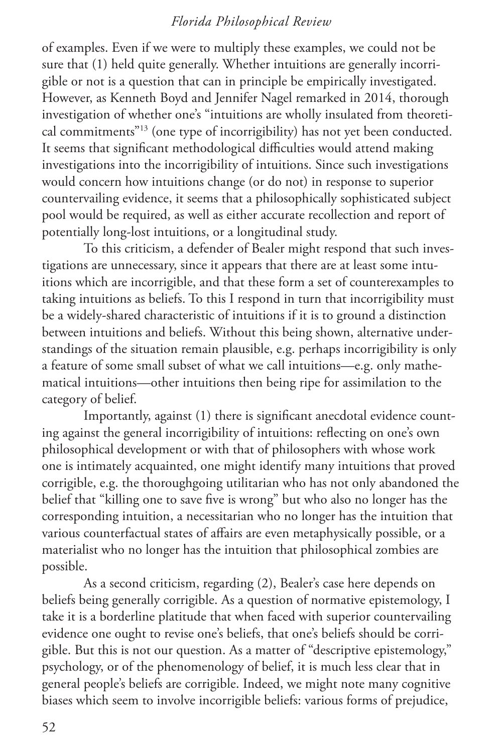of examples. Even if we were to multiply these examples, we could not be sure that (1) held quite generally. Whether intuitions are generally incorrigible or not is a question that can in principle be empirically investigated. However, as Kenneth Boyd and Jennifer Nagel remarked in 2014, thorough investigation of whether one's "intuitions are wholly insulated from theoretical commitments"[13] (one type of incorrigibility) has not yet been conducted. It seems that significant methodological difficulties would attend making investigations into the incorrigibility of intuitions. Since such investigations would concern how intuitions change (or do not) in response to superior countervailing evidence, it seems that a philosophically sophisticated subject pool would be required, as well as either accurate recollection and report of potentially long-lost intuitions, or a longitudinal study.

To this criticism, a defender of Bealer might respond that such investigations are unnecessary, since it appears that there are at least some intuitions which are incorrigible, and that these form a set of counterexamples to taking intuitions as beliefs. To this I respond in turn that incorrigibility must be a widely-shared characteristic of intuitions if it is to ground a distinction between intuitions and beliefs. Without this being shown, alternative understandings of the situation remain plausible, e.g. perhaps incorrigibility is only a feature of some small subset of what we call intuitions—e.g. only mathematical intuitions—other intuitions then being ripe for assimilation to the category of belief.

Importantly, against (1) there is significant anecdotal evidence counting against the general incorrigibility of intuitions: reflecting on one's own philosophical development or with that of philosophers with whose work one is intimately acquainted, one might identify many intuitions that proved corrigible, e.g. the thoroughgoing utilitarian who has not only abandoned the belief that "killing one to save five is wrong" but who also no longer has the corresponding intuition, a necessitarian who no longer has the intuition that various counterfactual states of affairs are even metaphysically possible, or a materialist who no longer has the intuition that philosophical zombies are possible.

As a second criticism, regarding (2), Bealer's case here depends on beliefs being generally corrigible. As a question of normative epistemology, I take it is a borderline platitude that when faced with superior countervailing evidence one ought to revise one's beliefs, that one's beliefs should be corrigible. But this is not our question. As a matter of "descriptive epistemology," psychology, or of the phenomenology of belief, it is much less clear that in general people's beliefs are corrigible. Indeed, we might note many cognitive biases which seem to involve incorrigible beliefs: various forms of prejudice,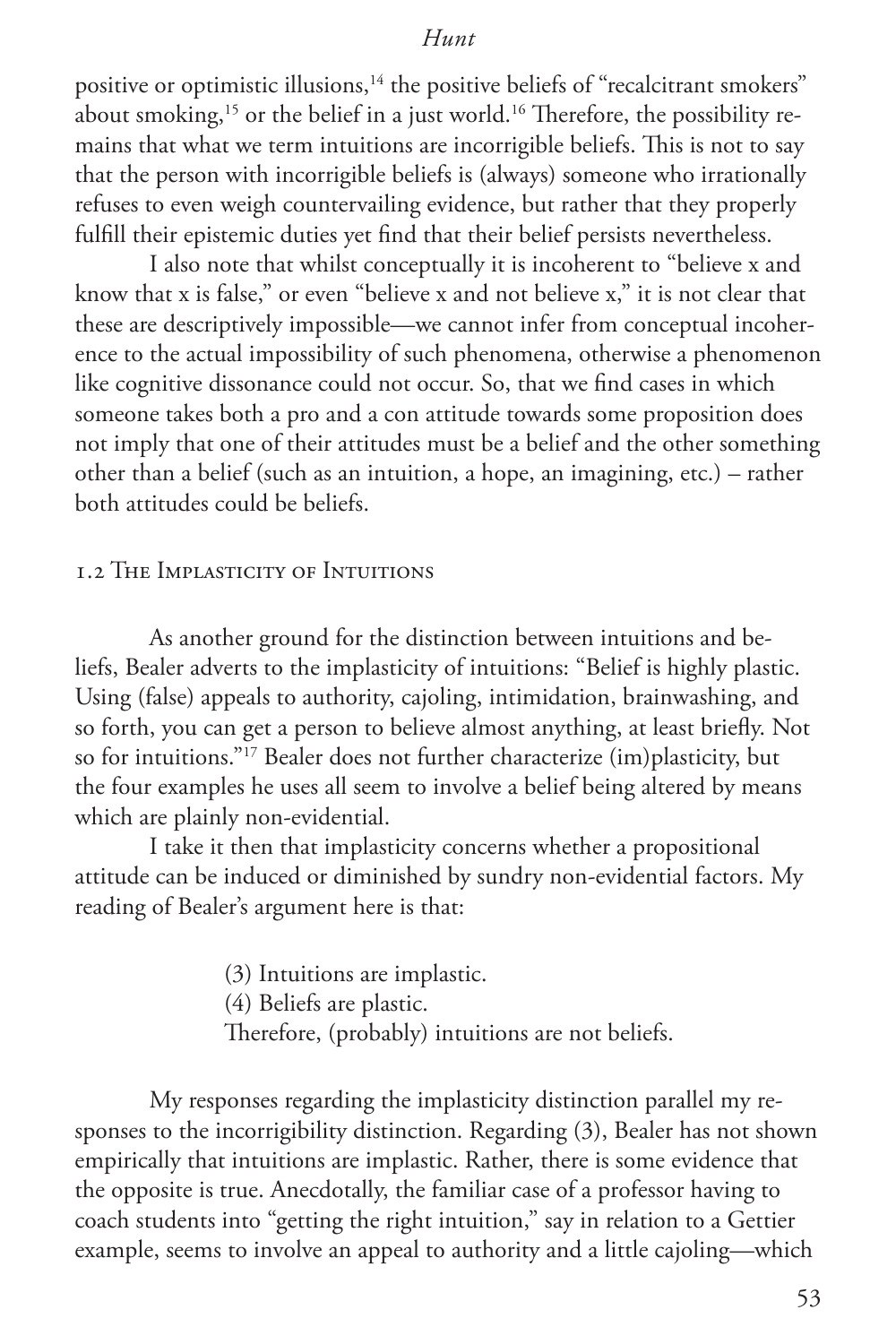positive or optimistic illusions,[14] the positive beliefs of "recalcitrant smokers" about smoking,[15] or the belief in a just world.[16] Therefore, the possibility remains that what we term intuitions are incorrigible beliefs. This is not to say that the person with incorrigible beliefs is (always) someone who irrationally refuses to even weigh countervailing evidence, but rather that they properly fulfill their epistemic duties yet find that their belief persists nevertheless.

I also note that whilst conceptually it is incoherent to "believe x and know that x is false," or even "believe x and not believe x," it is not clear that these are descriptively impossible—we cannot infer from conceptual incoherence to the actual impossibility of such phenomena, otherwise a phenomenon like cognitive dissonance could not occur. So, that we find cases in which someone takes both a pro and a con attitude towards some proposition does not imply that one of their attitudes must be a belief and the other something other than a belief (such as an intuition, a hope, an imagining, etc.) – rather both attitudes could be beliefs.

### 1.2 The Implasticity of Intuitions

As another ground for the distinction between intuitions and beliefs, Bealer adverts to the implasticity of intuitions: "Belief is highly plastic. Using (false) appeals to authority, cajoling, intimidation, brainwashing, and so forth, you can get a person to believe almost anything, at least briefly. Not so for intuitions."[17] Bealer does not further characterize (im)plasticity, but the four examples he uses all seem to involve a belief being altered by means which are plainly non-evidential.

I take it then that implasticity concerns whether a propositional attitude can be induced or diminished by sundry non-evidential factors. My reading of Bealer's argument here is that:

> (3) Intuitions are implastic.
> (4) Beliefs are plastic.
> Therefore, (probably) intuitions are not beliefs.

My responses regarding the implasticity distinction parallel my responses to the incorrigibility distinction. Regarding (3), Bealer has not shown empirically that intuitions are implastic. Rather, there is some evidence that the opposite is true. Anecdotally, the familiar case of a professor having to coach students into "getting the right intuition," say in relation to a Gettier example, seems to involve an appeal to authority and a little cajoling—which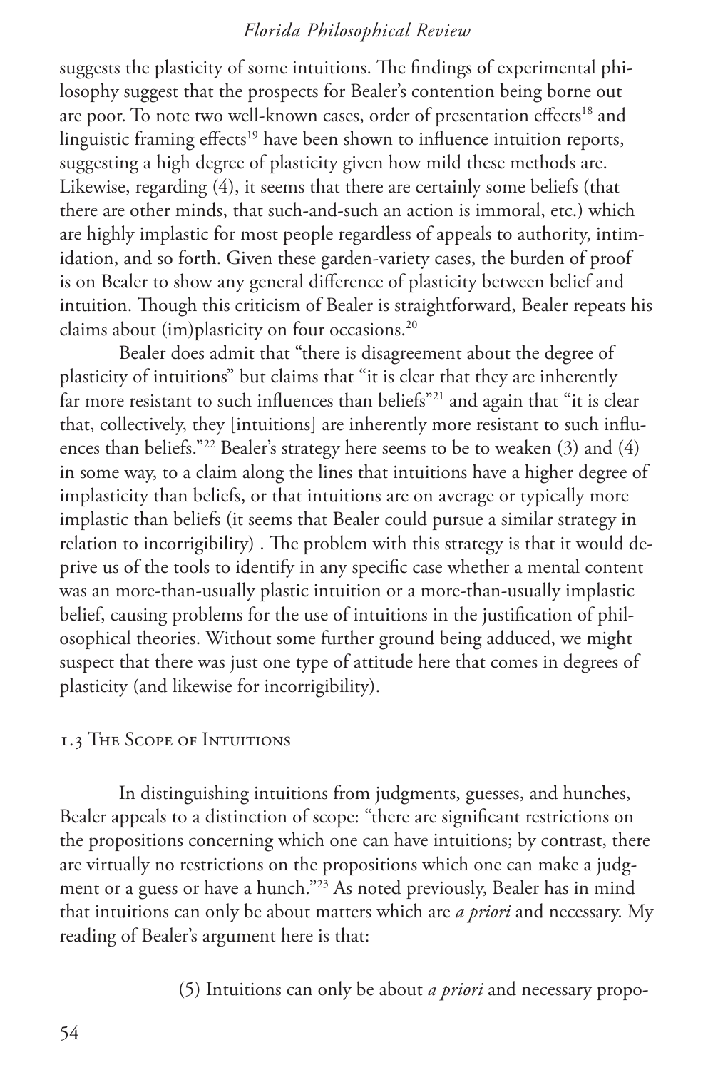suggests the plasticity of some intuitions. The findings of experimental philosophy suggest that the prospects for Bealer's contention being borne out are poor. To note two well-known cases, order of presentation effects[18] and linguistic framing effects[19] have been shown to influence intuition reports, suggesting a high degree of plasticity given how mild these methods are. Likewise, regarding (4), it seems that there are certainly some beliefs (that there are other minds, that such-and-such an action is immoral, etc.) which are highly implastic for most people regardless of appeals to authority, intimidation, and so forth. Given these garden-variety cases, the burden of proof is on Bealer to show any general difference of plasticity between belief and intuition. Though this criticism of Bealer is straightforward, Bealer repeats his claims about (im)plasticity on four occasions.[20]

Bealer does admit that "there is disagreement about the degree of plasticity of intuitions" but claims that "it is clear that they are inherently far more resistant to such influences than beliefs"[21] and again that "it is clear that, collectively, they [intuitions] are inherently more resistant to such influences than beliefs."[22] Bealer's strategy here seems to be to weaken (3) and (4) in some way, to a claim along the lines that intuitions have a higher degree of implasticity than beliefs, or that intuitions are on average or typically more implastic than beliefs (it seems that Bealer could pursue a similar strategy in relation to incorrigibility) . The problem with this strategy is that it would deprive us of the tools to identify in any specific case whether a mental content was an more-than-usually plastic intuition or a more-than-usually implastic belief, causing problems for the use of intuitions in the justification of philosophical theories. Without some further ground being adduced, we might suspect that there was just one type of attitude here that comes in degrees of plasticity (and likewise for incorrigibility).

### 1.3 The Scope of Intuitions

In distinguishing intuitions from judgments, guesses, and hunches, Bealer appeals to a distinction of scope: "there are significant restrictions on the propositions concerning which one can have intuitions; by contrast, there are virtually no restrictions on the propositions which one can make a judgment or a guess or have a hunch."[23] As noted previously, Bealer has in mind that intuitions can only be about matters which are *a priori* and necessary. My reading of Bealer's argument here is that:

(5) Intuitions can only be about *a priori* and necessary propo-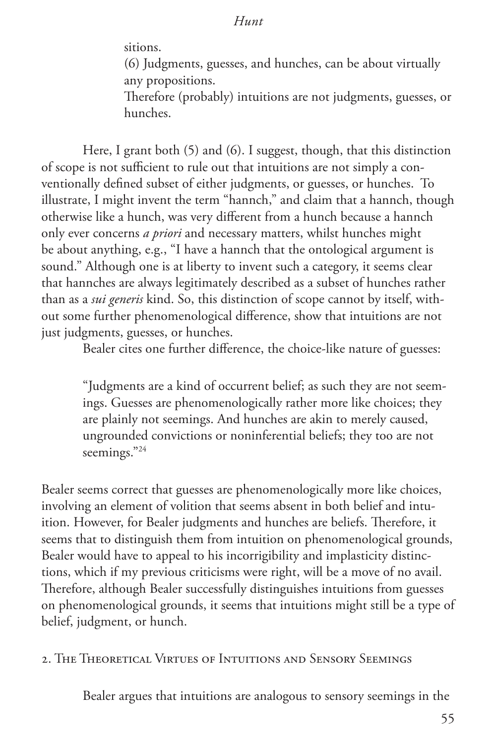sitions.

(6) Judgments, guesses, and hunches, can be about virtually any propositions.

Therefore (probably) intuitions are not judgments, guesses, or hunches.

Here, I grant both (5) and (6). I suggest, though, that this distinction of scope is not sufficient to rule out that intuitions are not simply a conventionally defined subset of either judgments, or guesses, or hunches. To illustrate, I might invent the term "hannch," and claim that a hannch, though otherwise like a hunch, was very different from a hunch because a hannch only ever concerns *a priori* and necessary matters, whilst hunches might be about anything, e.g., "I have a hannch that the ontological argument is sound." Although one is at liberty to invent such a category, it seems clear that hannches are always legitimately described as a subset of hunches rather than as a *sui generis* kind. So, this distinction of scope cannot by itself, without some further phenomenological difference, show that intuitions are not just judgments, guesses, or hunches.

Bealer cites one further difference, the choice-like nature of guesses:

> "Judgments are a kind of occurrent belief; as such they are not seemings. Guesses are phenomenologically rather more like choices; they are plainly not seemings. And hunches are akin to merely caused, ungrounded convictions or noninferential beliefs; they too are not seemings."[24]

Bealer seems correct that guesses are phenomenologically more like choices, involving an element of volition that seems absent in both belief and intuition. However, for Bealer judgments and hunches are beliefs. Therefore, it seems that to distinguish them from intuition on phenomenological grounds, Bealer would have to appeal to his incorrigibility and implasticity distinctions, which if my previous criticisms were right, will be a move of no avail. Therefore, although Bealer successfully distinguishes intuitions from guesses on phenomenological grounds, it seems that intuitions might still be a type of belief, judgment, or hunch.

## 2. The Theoretical Virtues of Intuitions and Sensory Seemings

Bealer argues that intuitions are analogous to sensory seemings in the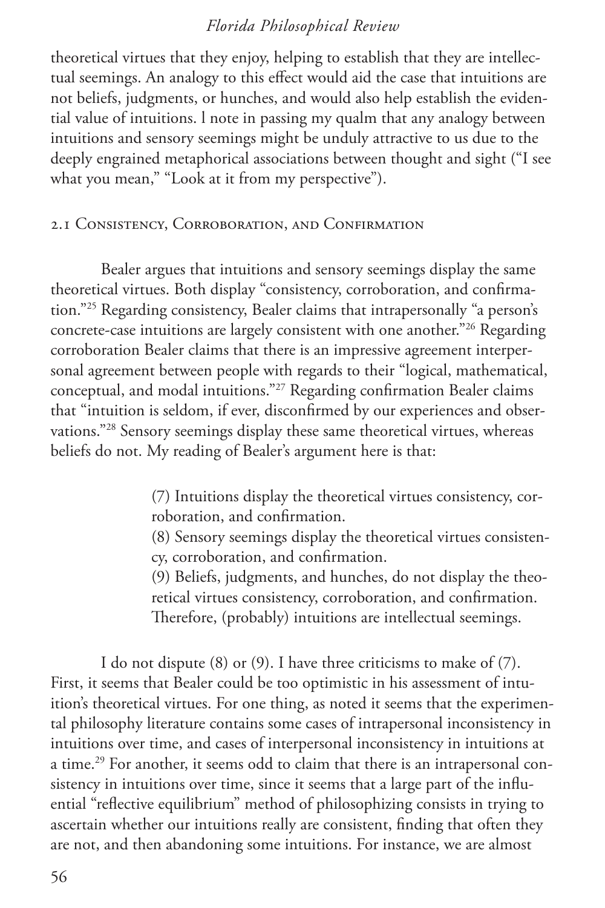theoretical virtues that they enjoy, helping to establish that they are intellectual seemings. An analogy to this effect would aid the case that intuitions are not beliefs, judgments, or hunches, and would also help establish the evidential value of intuitions. l note in passing my qualm that any analogy between intuitions and sensory seemings might be unduly attractive to us due to the deeply engrained metaphorical associations between thought and sight ("I see what you mean," "Look at it from my perspective").

## 2.1 Consistency, Corroboration, and Confirmation

Bealer argues that intuitions and sensory seemings display the same theoretical virtues. Both display "consistency, corroboration, and confirmation."[25] Regarding consistency, Bealer claims that intrapersonally "a person's concrete-case intuitions are largely consistent with one another."[26] Regarding corroboration Bealer claims that there is an impressive agreement interpersonal agreement between people with regards to their "logical, mathematical, conceptual, and modal intuitions."[27] Regarding confirmation Bealer claims that "intuition is seldom, if ever, disconfirmed by our experiences and observations."[28] Sensory seemings display these same theoretical virtues, whereas beliefs do not. My reading of Bealer's argument here is that:

> (7) Intuitions display the theoretical virtues consistency, corroboration, and confirmation.
> (8) Sensory seemings display the theoretical virtues consistency, corroboration, and confirmation.
> (9) Beliefs, judgments, and hunches, do not display the theoretical virtues consistency, corroboration, and confirmation.
> Therefore, (probably) intuitions are intellectual seemings.

I do not dispute (8) or (9). I have three criticisms to make of (7). First, it seems that Bealer could be too optimistic in his assessment of intuition's theoretical virtues. For one thing, as noted it seems that the experimental philosophy literature contains some cases of intrapersonal inconsistency in intuitions over time, and cases of interpersonal inconsistency in intuitions at a time.[29] For another, it seems odd to claim that there is an intrapersonal consistency in intuitions over time, since it seems that a large part of the influential "reflective equilibrium" method of philosophizing consists in trying to ascertain whether our intuitions really are consistent, finding that often they are not, and then abandoning some intuitions. For instance, we are almost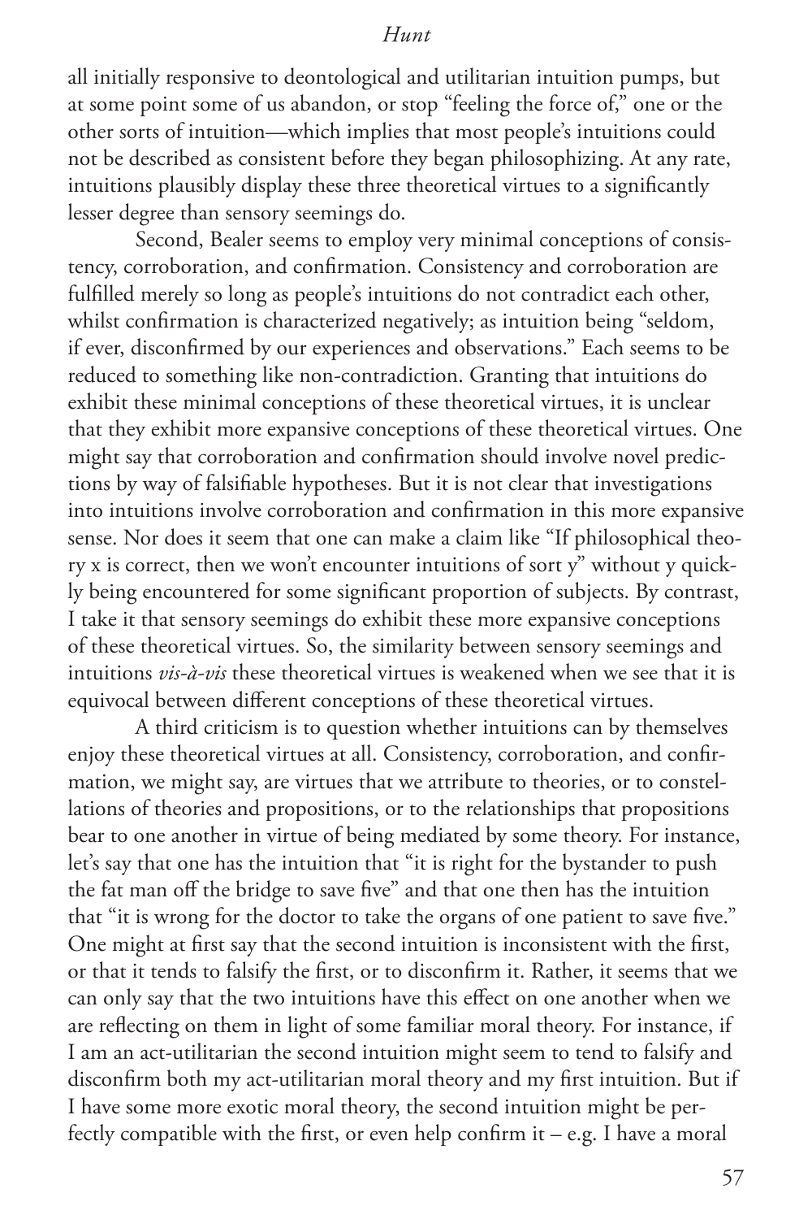all initially responsive to deontological and utilitarian intuition pumps, but at some point some of us abandon, or stop "feeling the force of," one or the other sorts of intuition—which implies that most people's intuitions could not be described as consistent before they began philosophizing. At any rate, intuitions plausibly display these three theoretical virtues to a significantly lesser degree than sensory seemings do.

Second, Bealer seems to employ very minimal conceptions of consistency, corroboration, and confirmation. Consistency and corroboration are fulfilled merely so long as people's intuitions do not contradict each other, whilst confirmation is characterized negatively; as intuition being "seldom, if ever, disconfirmed by our experiences and observations." Each seems to be reduced to something like non-contradiction. Granting that intuitions do exhibit these minimal conceptions of these theoretical virtues, it is unclear that they exhibit more expansive conceptions of these theoretical virtues. One might say that corroboration and confirmation should involve novel predictions by way of falsifiable hypotheses. But it is not clear that investigations into intuitions involve corroboration and confirmation in this more expansive sense. Nor does it seem that one can make a claim like "If philosophical theory x is correct, then we won't encounter intuitions of sort y" without y quickly being encountered for some significant proportion of subjects. By contrast, I take it that sensory seemings do exhibit these more expansive conceptions of these theoretical virtues. So, the similarity between sensory seemings and intuitions *vis-à-vis* these theoretical virtues is weakened when we see that it is equivocal between different conceptions of these theoretical virtues.

A third criticism is to question whether intuitions can by themselves enjoy these theoretical virtues at all. Consistency, corroboration, and confirmation, we might say, are virtues that we attribute to theories, or to constellations of theories and propositions, or to the relationships that propositions bear to one another in virtue of being mediated by some theory. For instance, let's say that one has the intuition that "it is right for the bystander to push the fat man off the bridge to save five" and that one then has the intuition that "it is wrong for the doctor to take the organs of one patient to save five." One might at first say that the second intuition is inconsistent with the first, or that it tends to falsify the first, or to disconfirm it. Rather, it seems that we can only say that the two intuitions have this effect on one another when we are reflecting on them in light of some familiar moral theory. For instance, if I am an act-utilitarian the second intuition might seem to tend to falsify and disconfirm both my act-utilitarian moral theory and my first intuition. But if I have some more exotic moral theory, the second intuition might be perfectly compatible with the first, or even help confirm it – e.g. I have a moral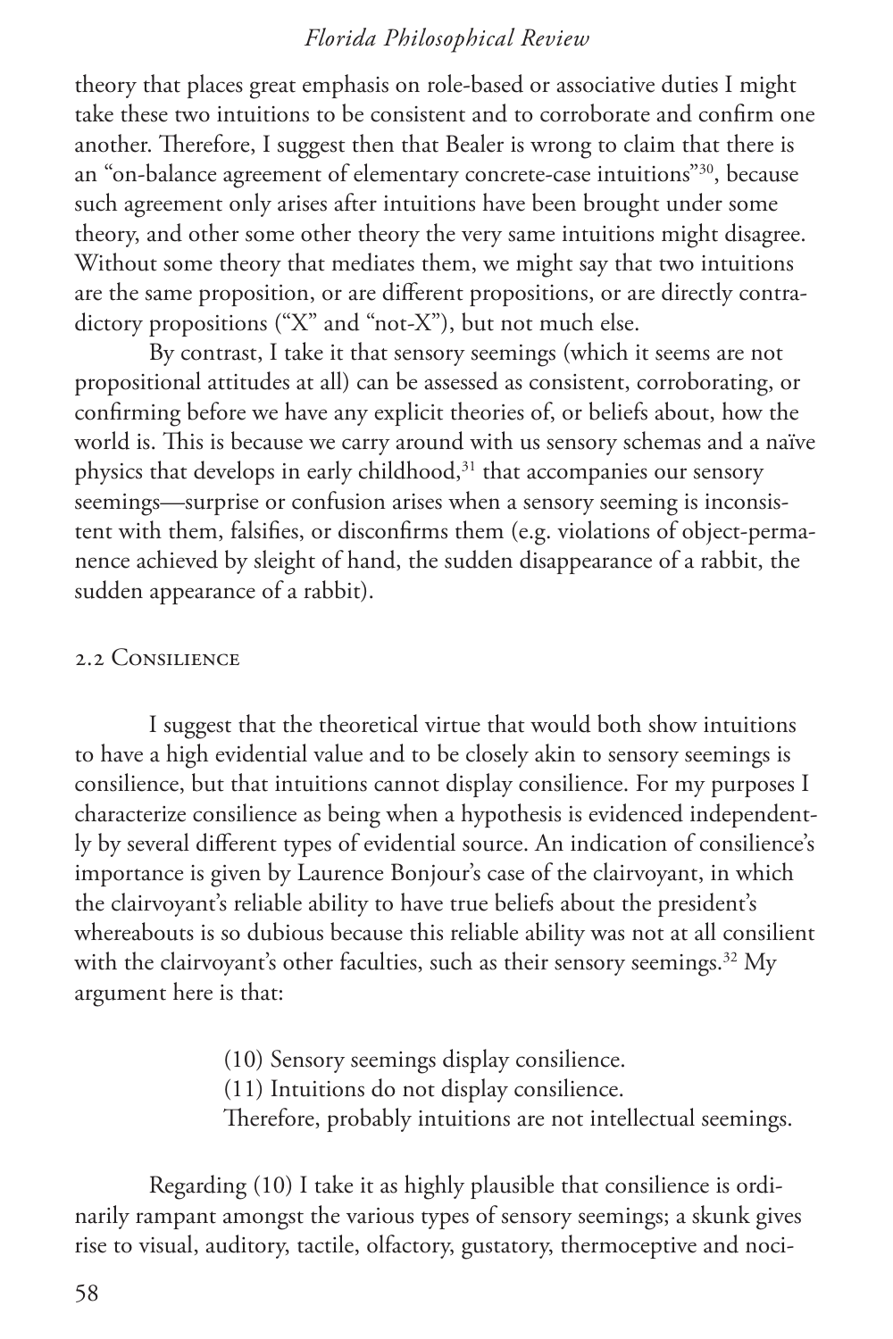theory that places great emphasis on role-based or associative duties I might take these two intuitions to be consistent and to corroborate and confirm one another. Therefore, I suggest then that Bealer is wrong to claim that there is an "on-balance agreement of elementary concrete-case intuitions"[30], because such agreement only arises after intuitions have been brought under some theory, and other some other theory the very same intuitions might disagree. Without some theory that mediates them, we might say that two intuitions are the same proposition, or are different propositions, or are directly contradictory propositions ("X" and "not-X"), but not much else.

By contrast, I take it that sensory seemings (which it seems are not propositional attitudes at all) can be assessed as consistent, corroborating, or confirming before we have any explicit theories of, or beliefs about, how the world is. This is because we carry around with us sensory schemas and a naïve physics that develops in early childhood,[31] that accompanies our sensory seemings—surprise or confusion arises when a sensory seeming is inconsistent with them, falsifies, or disconfirms them (e.g. violations of object-permanence achieved by sleight of hand, the sudden disappearance of a rabbit, the sudden appearance of a rabbit).

## 2.2 Consilience

I suggest that the theoretical virtue that would both show intuitions to have a high evidential value and to be closely akin to sensory seemings is consilience, but that intuitions cannot display consilience. For my purposes I characterize consilience as being when a hypothesis is evidenced independently by several different types of evidential source. An indication of consilience's importance is given by Laurence Bonjour's case of the clairvoyant, in which the clairvoyant's reliable ability to have true beliefs about the president's whereabouts is so dubious because this reliable ability was not at all consilient with the clairvoyant's other faculties, such as their sensory seemings.[32] My argument here is that:

> (10) Sensory seemings display consilience.
> (11) Intuitions do not display consilience.
> Therefore, probably intuitions are not intellectual seemings.

Regarding (10) I take it as highly plausible that consilience is ordinarily rampant amongst the various types of sensory seemings; a skunk gives rise to visual, auditory, tactile, olfactory, gustatory, thermoceptive and noci-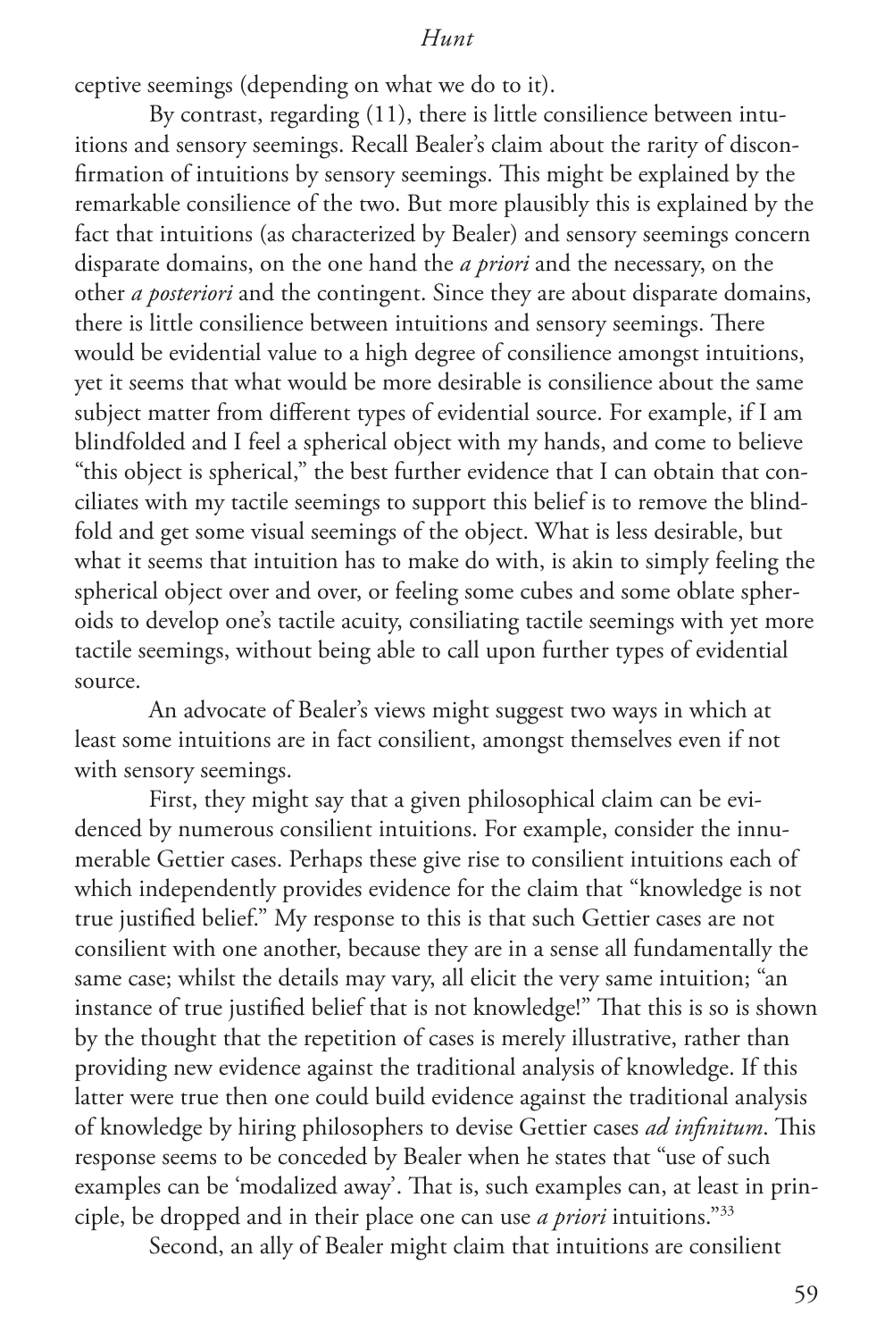ceptive seemings (depending on what we do to it).

By contrast, regarding (11), there is little consilience between intuitions and sensory seemings. Recall Bealer's claim about the rarity of disconfirmation of intuitions by sensory seemings. This might be explained by the remarkable consilience of the two. But more plausibly this is explained by the fact that intuitions (as characterized by Bealer) and sensory seemings concern disparate domains, on the one hand the *a priori* and the necessary, on the other *a posteriori* and the contingent. Since they are about disparate domains, there is little consilience between intuitions and sensory seemings. There would be evidential value to a high degree of consilience amongst intuitions, yet it seems that what would be more desirable is consilience about the same subject matter from different types of evidential source. For example, if I am blindfolded and I feel a spherical object with my hands, and come to believe "this object is spherical," the best further evidence that I can obtain that conciliates with my tactile seemings to support this belief is to remove the blindfold and get some visual seemings of the object. What is less desirable, but what it seems that intuition has to make do with, is akin to simply feeling the spherical object over and over, or feeling some cubes and some oblate spheroids to develop one's tactile acuity, consiliating tactile seemings with yet more tactile seemings, without being able to call upon further types of evidential source.

An advocate of Bealer's views might suggest two ways in which at least some intuitions are in fact consilient, amongst themselves even if not with sensory seemings.

First, they might say that a given philosophical claim can be evidenced by numerous consilient intuitions. For example, consider the innumerable Gettier cases. Perhaps these give rise to consilient intuitions each of which independently provides evidence for the claim that "knowledge is not true justified belief." My response to this is that such Gettier cases are not consilient with one another, because they are in a sense all fundamentally the same case; whilst the details may vary, all elicit the very same intuition; "an instance of true justified belief that is not knowledge!" That this is so is shown by the thought that the repetition of cases is merely illustrative, rather than providing new evidence against the traditional analysis of knowledge. If this latter were true then one could build evidence against the traditional analysis of knowledge by hiring philosophers to devise Gettier cases *ad infinitum*. This response seems to be conceded by Bealer when he states that "use of such examples can be 'modalized away'. That is, such examples can, at least in principle, be dropped and in their place one can use *a priori* intuitions."[33]

Second, an ally of Bealer might claim that intuitions are consilient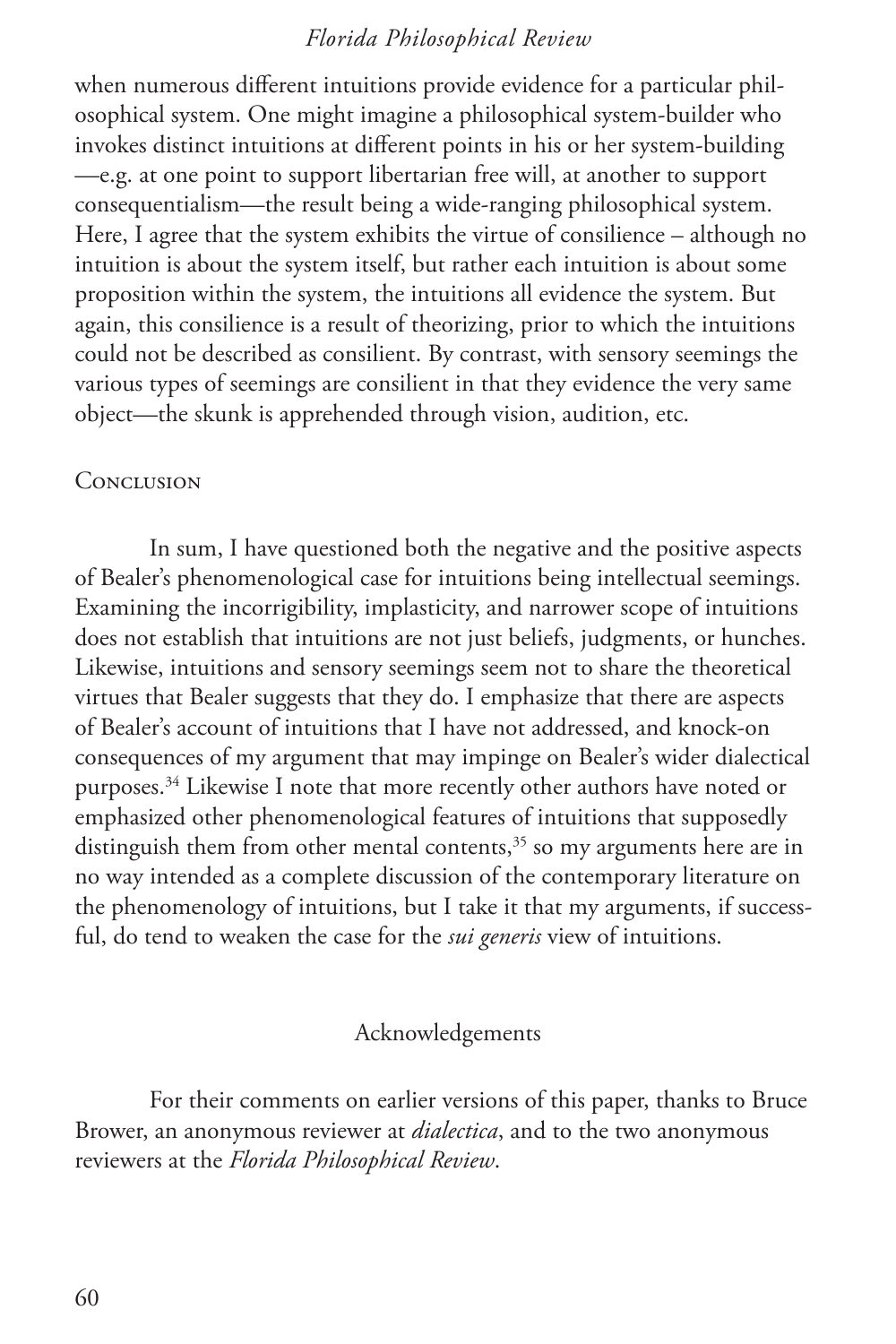when numerous different intuitions provide evidence for a particular philosophical system. One might imagine a philosophical system-builder who invokes distinct intuitions at different points in his or her system-building —e.g. at one point to support libertarian free will, at another to support consequentialism—the result being a wide-ranging philosophical system. Here, I agree that the system exhibits the virtue of consilience – although no intuition is about the system itself, but rather each intuition is about some proposition within the system, the intuitions all evidence the system. But again, this consilience is a result of theorizing, prior to which the intuitions could not be described as consilient. By contrast, with sensory seemings the various types of seemings are consilient in that they evidence the very same object—the skunk is apprehended through vision, audition, etc.

## Conclusion

In sum, I have questioned both the negative and the positive aspects of Bealer's phenomenological case for intuitions being intellectual seemings. Examining the incorrigibility, implasticity, and narrower scope of intuitions does not establish that intuitions are not just beliefs, judgments, or hunches. Likewise, intuitions and sensory seemings seem not to share the theoretical virtues that Bealer suggests that they do. I emphasize that there are aspects of Bealer's account of intuitions that I have not addressed, and knock-on consequences of my argument that may impinge on Bealer's wider dialectical purposes.[34] Likewise I note that more recently other authors have noted or emphasized other phenomenological features of intuitions that supposedly distinguish them from other mental contents,[35] so my arguments here are in no way intended as a complete discussion of the contemporary literature on the phenomenology of intuitions, but I take it that my arguments, if successful, do tend to weaken the case for the *sui generis* view of intuitions.

## Acknowledgements

For their comments on earlier versions of this paper, thanks to Bruce Brower, an anonymous reviewer at *dialectica*, and to the two anonymous reviewers at the *Florida Philosophical Review*.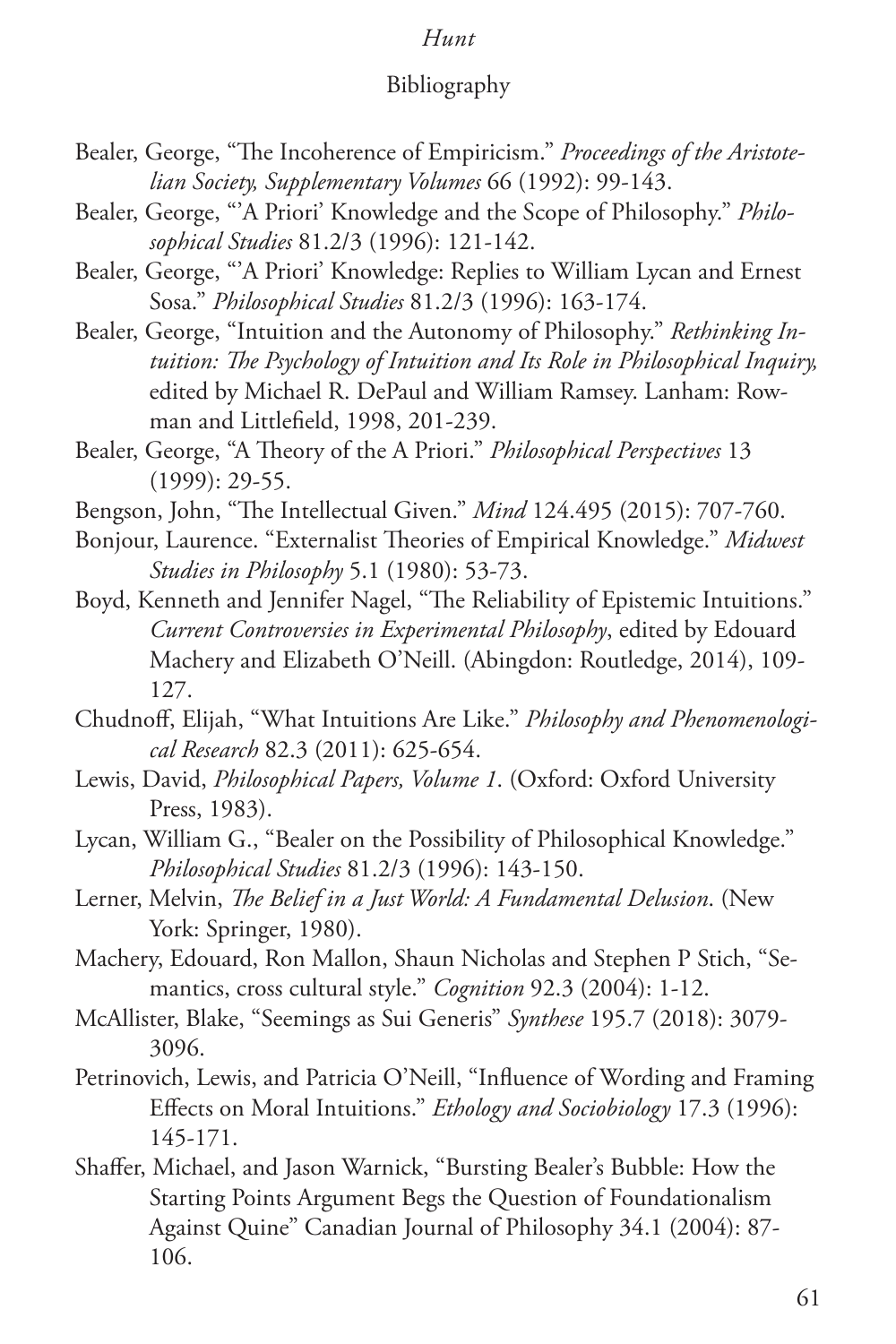## Bibliography

Bealer, George, "The Incoherence of Empiricism." *Proceedings of the Aristotelian Society, Supplementary Volumes* 66 (1992): 99-143.

Bealer, George, "'A Priori' Knowledge and the Scope of Philosophy." *Philosophical Studies* 81.2/3 (1996): 121-142.

Bealer, George, "'A Priori' Knowledge: Replies to William Lycan and Ernest Sosa." *Philosophical Studies* 81.2/3 (1996): 163-174.

Bealer, George, "Intuition and the Autonomy of Philosophy." *Rethinking Intuition: The Psychology of Intuition and Its Role in Philosophical Inquiry,* edited by Michael R. DePaul and William Ramsey. Lanham: Rowman and Littlefield, 1998, 201-239.

Bealer, George, "A Theory of the A Priori." *Philosophical Perspectives* 13 (1999): 29-55.

Bengson, John, "The Intellectual Given." *Mind* 124.495 (2015): 707-760.

Bonjour, Laurence. "Externalist Theories of Empirical Knowledge." *Midwest Studies in Philosophy* 5.1 (1980): 53-73.

Boyd, Kenneth and Jennifer Nagel, "The Reliability of Epistemic Intuitions." *Current Controversies in Experimental Philosophy*, edited by Edouard Machery and Elizabeth O'Neill. (Abingdon: Routledge, 2014), 109-127.

Chudnoff, Elijah, "What Intuitions Are Like." *Philosophy and Phenomenological Research* 82.3 (2011): 625-654.

Lewis, David, *Philosophical Papers, Volume 1*. (Oxford: Oxford University Press, 1983).

Lycan, William G., "Bealer on the Possibility of Philosophical Knowledge." *Philosophical Studies* 81.2/3 (1996): 143-150.

Lerner, Melvin, *The Belief in a Just World: A Fundamental Delusion*. (New York: Springer, 1980).

Machery, Edouard, Ron Mallon, Shaun Nicholas and Stephen P Stich, "Semantics, cross cultural style." *Cognition* 92.3 (2004): 1-12.

McAllister, Blake, "Seemings as Sui Generis" *Synthese* 195.7 (2018): 3079-3096.

Petrinovich, Lewis, and Patricia O'Neill, "Influence of Wording and Framing Effects on Moral Intuitions." *Ethology and Sociobiology* 17.3 (1996): 145-171.

Shaffer, Michael, and Jason Warnick, "Bursting Bealer's Bubble: How the Starting Points Argument Begs the Question of Foundationalism Against Quine" Canadian Journal of Philosophy 34.1 (2004): 87-106.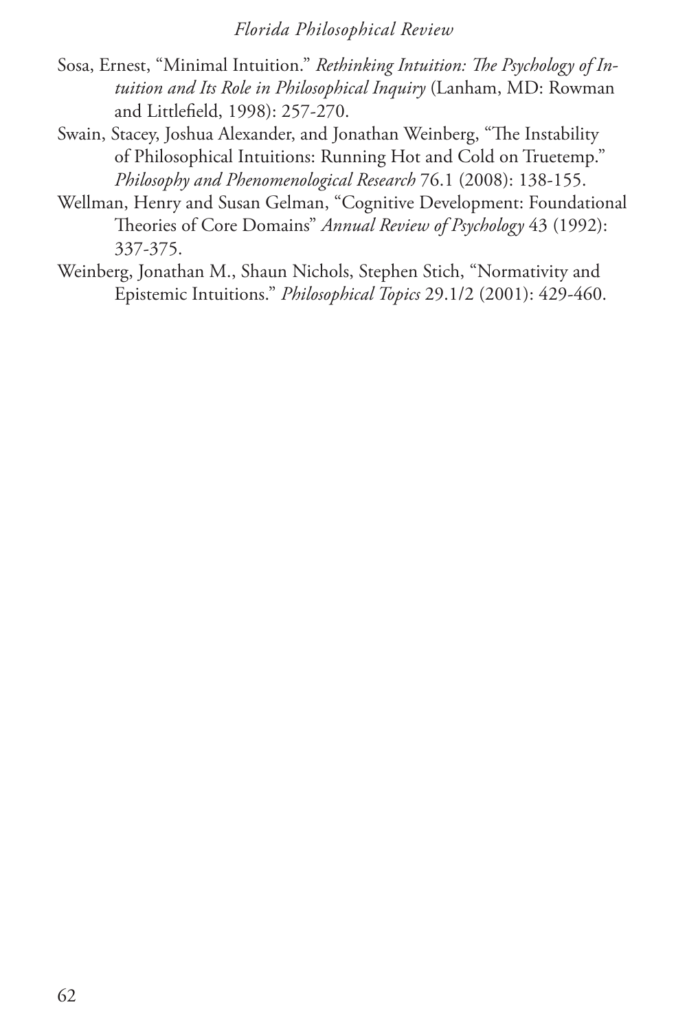Sosa, Ernest, "Minimal Intuition." *Rethinking Intuition: The Psychology of Intuition and Its Role in Philosophical Inquiry* (Lanham, MD: Rowman and Littlefield, 1998): 257-270.

Swain, Stacey, Joshua Alexander, and Jonathan Weinberg, "The Instability of Philosophical Intuitions: Running Hot and Cold on Truetemp." *Philosophy and Phenomenological Research* 76.1 (2008): 138-155.

Wellman, Henry and Susan Gelman, "Cognitive Development: Foundational Theories of Core Domains" *Annual Review of Psychology* 43 (1992): 337-375.

Weinberg, Jonathan M., Shaun Nichols, Stephen Stich, "Normativity and Epistemic Intuitions." *Philosophical Topics* 29.1/2 (2001): 429-460.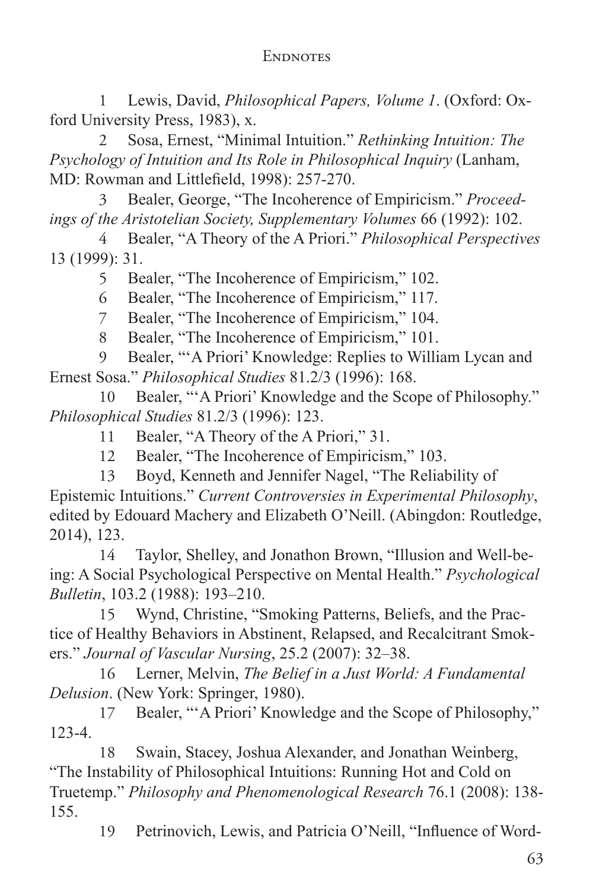# Endnotes

1 Lewis, David, *Philosophical Papers, Volume 1*. (Oxford: Oxford University Press, 1983), x.

2 Sosa, Ernest, "Minimal Intuition." *Rethinking Intuition: The Psychology of Intuition and Its Role in Philosophical Inquiry* (Lanham, MD: Rowman and Littlefield, 1998): 257-270.

3 Bealer, George, "The Incoherence of Empiricism." *Proceedings of the Aristotelian Society, Supplementary Volumes* 66 (1992): 102.

4 Bealer, "A Theory of the A Priori." *Philosophical Perspectives* 13 (1999): 31.

5 Bealer, "The Incoherence of Empiricism," 102.

6 Bealer, "The Incoherence of Empiricism," 117.

7 Bealer, "The Incoherence of Empiricism," 104.

8 Bealer, "The Incoherence of Empiricism," 101.

9 Bealer, "'A Priori' Knowledge: Replies to William Lycan and Ernest Sosa." *Philosophical Studies* 81.2/3 (1996): 168.

10 Bealer, "'A Priori' Knowledge and the Scope of Philosophy." *Philosophical Studies* 81.2/3 (1996): 123.

11 Bealer, "A Theory of the A Priori," 31.

12 Bealer, "The Incoherence of Empiricism," 103.

13 Boyd, Kenneth and Jennifer Nagel, "The Reliability of Epistemic Intuitions." *Current Controversies in Experimental Philosophy*, edited by Edouard Machery and Elizabeth O'Neill. (Abingdon: Routledge, 2014), 123.

14 Taylor, Shelley, and Jonathon Brown, "Illusion and Well-being: A Social Psychological Perspective on Mental Health." *Psychological Bulletin*, 103.2 (1988): 193–210.

15 Wynd, Christine, "Smoking Patterns, Beliefs, and the Practice of Healthy Behaviors in Abstinent, Relapsed, and Recalcitrant Smokers." *Journal of Vascular Nursing*, 25.2 (2007): 32–38.

16 Lerner, Melvin, *The Belief in a Just World: A Fundamental Delusion*. (New York: Springer, 1980).

17 Bealer, "'A Priori' Knowledge and the Scope of Philosophy," 123-4.

18 Swain, Stacey, Joshua Alexander, and Jonathan Weinberg, "The Instability of Philosophical Intuitions: Running Hot and Cold on Truetemp." *Philosophy and Phenomenological Research* 76.1 (2008): 138-155.

19 Petrinovich, Lewis, and Patricia O'Neill, "Influence of Word-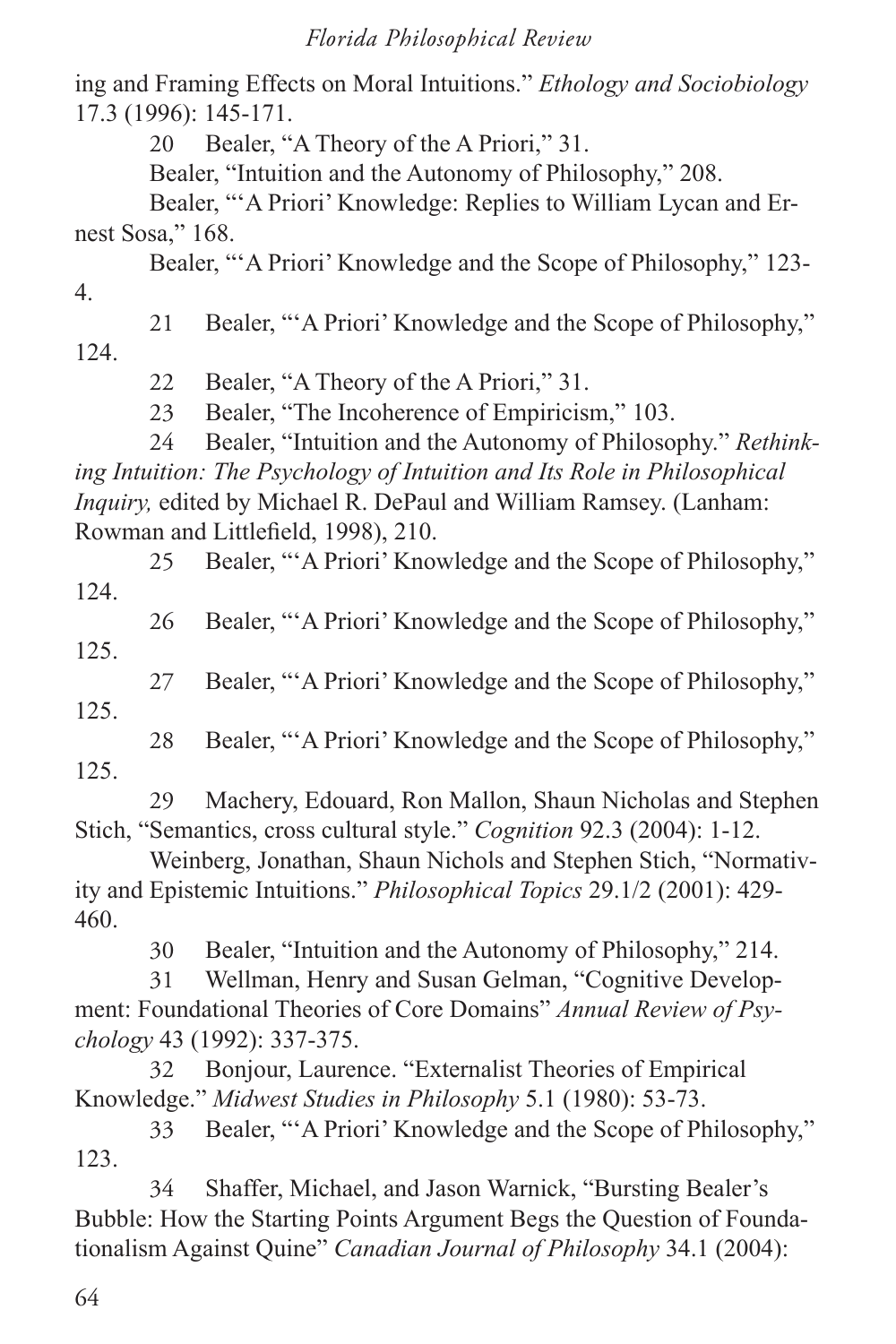ing and Framing Effects on Moral Intuitions." *Ethology and Sociobiology* 17.3 (1996): 145-171.

20 Bealer, "A Theory of the A Priori," 31.

Bealer, "Intuition and the Autonomy of Philosophy," 208.

Bealer, "'A Priori' Knowledge: Replies to William Lycan and Ernest Sosa," 168.

Bealer, "'A Priori' Knowledge and the Scope of Philosophy," 123-4.

21 Bealer, "'A Priori' Knowledge and the Scope of Philosophy," 124.

22 Bealer, "A Theory of the A Priori," 31.

23 Bealer, "The Incoherence of Empiricism," 103.

24 Bealer, "Intuition and the Autonomy of Philosophy." *Rethinking Intuition: The Psychology of Intuition and Its Role in Philosophical Inquiry,* edited by Michael R. DePaul and William Ramsey. (Lanham: Rowman and Littlefield, 1998), 210.

25 Bealer, "'A Priori' Knowledge and the Scope of Philosophy," 124.

26 Bealer, "'A Priori' Knowledge and the Scope of Philosophy," 125.

27 Bealer, "'A Priori' Knowledge and the Scope of Philosophy," 125.

28 Bealer, "'A Priori' Knowledge and the Scope of Philosophy," 125.

29 Machery, Edouard, Ron Mallon, Shaun Nicholas and Stephen Stich, "Semantics, cross cultural style." *Cognition* 92.3 (2004): 1-12.

Weinberg, Jonathan, Shaun Nichols and Stephen Stich, "Normativity and Epistemic Intuitions." *Philosophical Topics* 29.1/2 (2001): 429-460.

30 Bealer, "Intuition and the Autonomy of Philosophy," 214.

31 Wellman, Henry and Susan Gelman, "Cognitive Development: Foundational Theories of Core Domains" *Annual Review of Psychology* 43 (1992): 337-375.

32 Bonjour, Laurence. "Externalist Theories of Empirical Knowledge." *Midwest Studies in Philosophy* 5.1 (1980): 53-73.

33 Bealer, "'A Priori' Knowledge and the Scope of Philosophy," 123.

34 Shaffer, Michael, and Jason Warnick, "Bursting Bealer's Bubble: How the Starting Points Argument Begs the Question of Foundationalism Against Quine" *Canadian Journal of Philosophy* 34.1 (2004):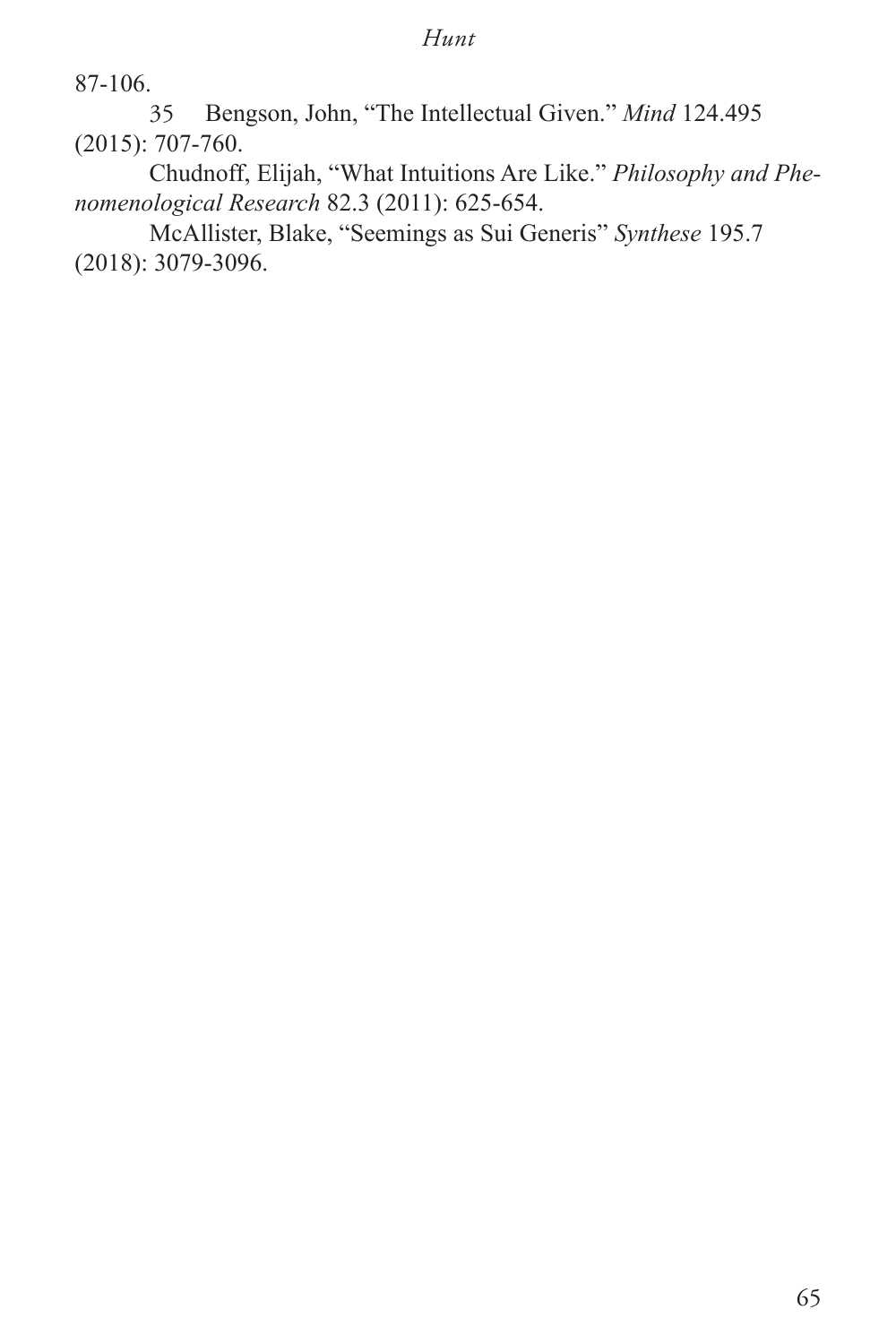87-106.

35 Bengson, John, “The Intellectual Given.” *Mind* 124.495 (2015): 707-760.

Chudnoff, Elijah, “What Intuitions Are Like.” *Philosophy and Phenomenological Research* 82.3 (2011): 625-654.

McAllister, Blake, “Seemings as Sui Generis” *Synthese* 195.7 (2018): 3079-3096.